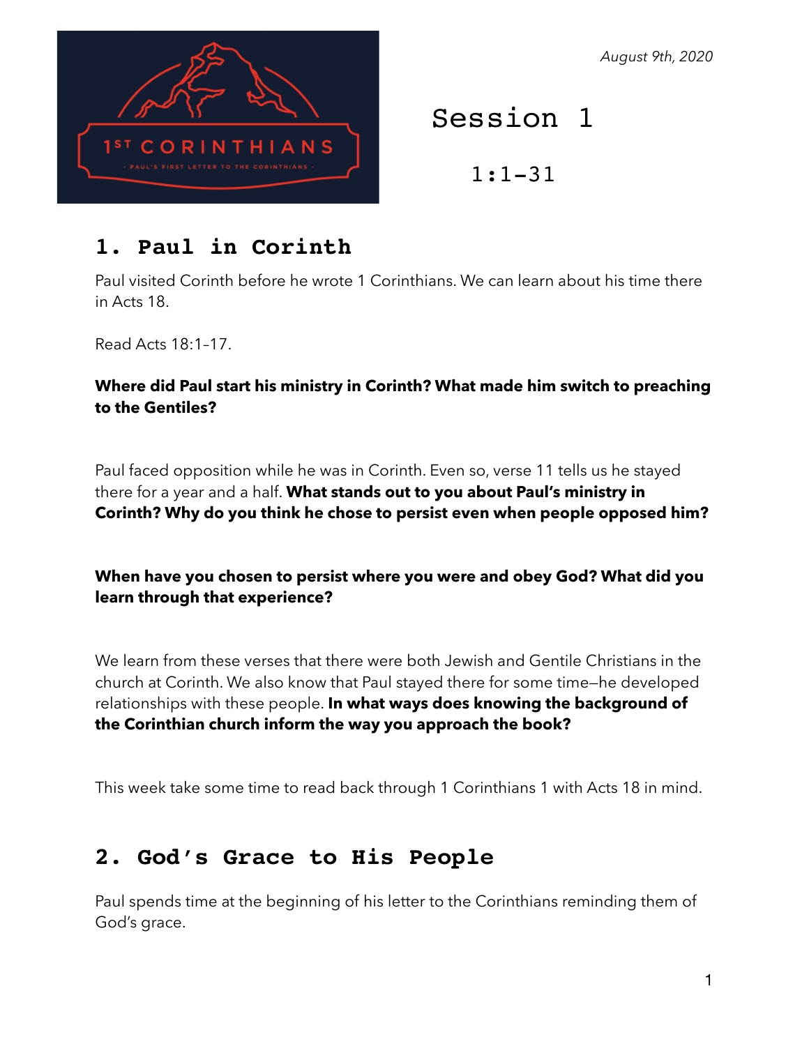*August 9th, 2020*

# Session 1

1:1–31

## 1. Paul in Corinth

Paul visited Corinth before he wrote 1 Corinthians. We can learn about his time there in Acts 18.

Read Acts 18:1–17.

**Where did Paul start his ministry in Corinth? What made him switch to preaching to the Gentiles?**

Paul faced opposition while he was in Corinth. Even so, verse 11 tells us he stayed there for a year and a half. **What stands out to you about Paul's ministry in Corinth? Why do you think he chose to persist even when people opposed him?**

**When have you chosen to persist where you were and obey God? What did you learn through that experience?**

We learn from these verses that there were both Jewish and Gentile Christians in the church at Corinth. We also know that Paul stayed there for some time—he developed relationships with these people. **In what ways does knowing the background of the Corinthian church inform the way you approach the book?**

This week take some time to read back through 1 Corinthians 1 with Acts 18 in mind.

## 2. God's Grace to His People

Paul spends time at the beginning of his letter to the Corinthians reminding them of God's grace.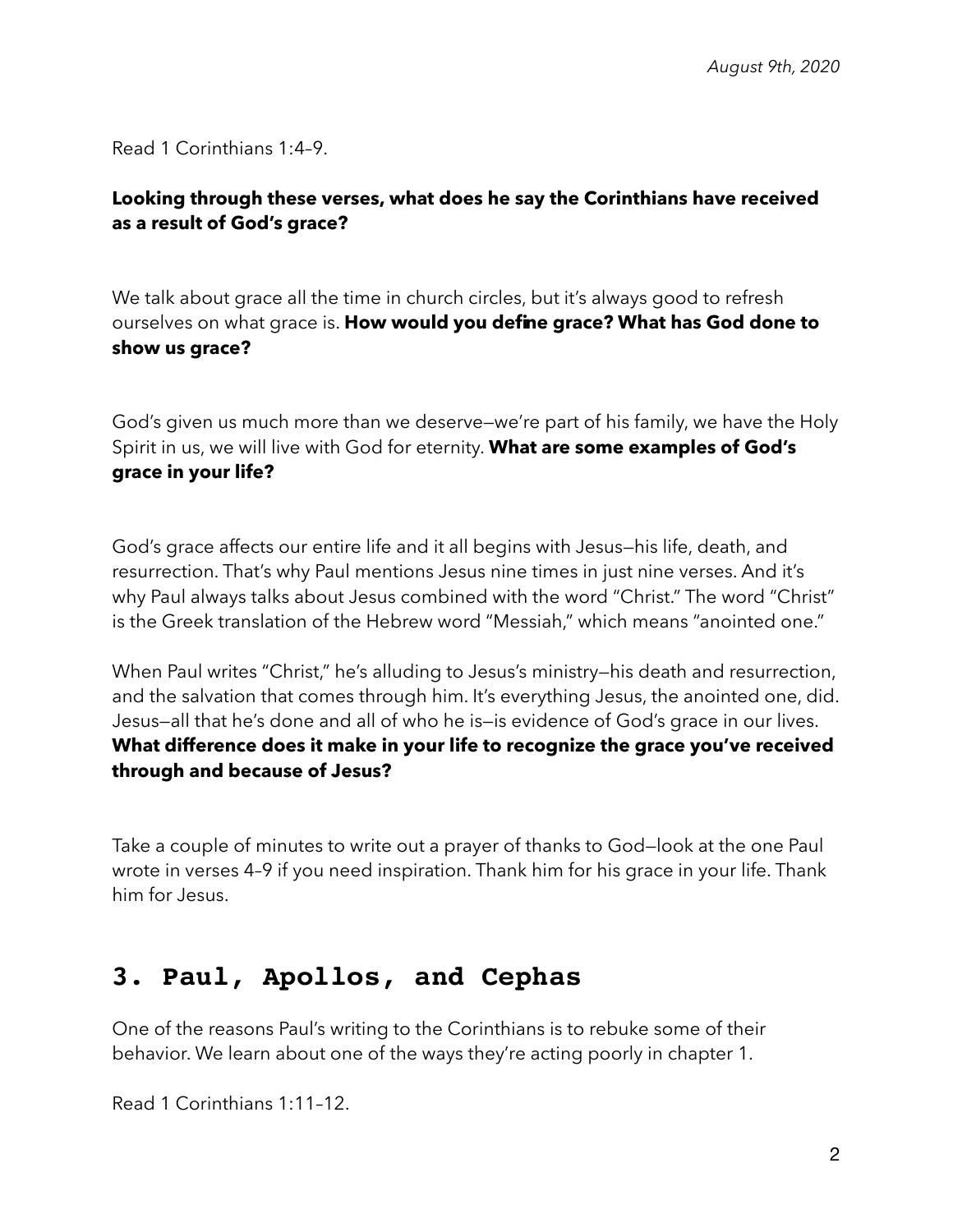*August 9th, 2020*

Read 1 Corinthians 1:4–9.

**Looking through these verses, what does he say the Corinthians have received as a result of God's grace?**

We talk about grace all the time in church circles, but it's always good to refresh ourselves on what grace is. **How would you define grace? What has God done to show us grace?**

God's given us much more than we deserve—we're part of his family, we have the Holy Spirit in us, we will live with God for eternity. **What are some examples of God's grace in your life?**

God's grace affects our entire life and it all begins with Jesus—his life, death, and resurrection. That's why Paul mentions Jesus nine times in just nine verses. And it's why Paul always talks about Jesus combined with the word "Christ." The word "Christ" is the Greek translation of the Hebrew word "Messiah," which means "anointed one."

When Paul writes "Christ," he's alluding to Jesus's ministry—his death and resurrection, and the salvation that comes through him. It's everything Jesus, the anointed one, did. Jesus—all that he's done and all of who he is—is evidence of God's grace in our lives. **What difference does it make in your life to recognize the grace you've received through and because of Jesus?**

Take a couple of minutes to write out a prayer of thanks to God—look at the one Paul wrote in verses 4–9 if you need inspiration. Thank him for his grace in your life. Thank him for Jesus.

## 3. Paul, Apollos, and Cephas

One of the reasons Paul's writing to the Corinthians is to rebuke some of their behavior. We learn about one of the ways they're acting poorly in chapter 1.

Read 1 Corinthians 1:11–12.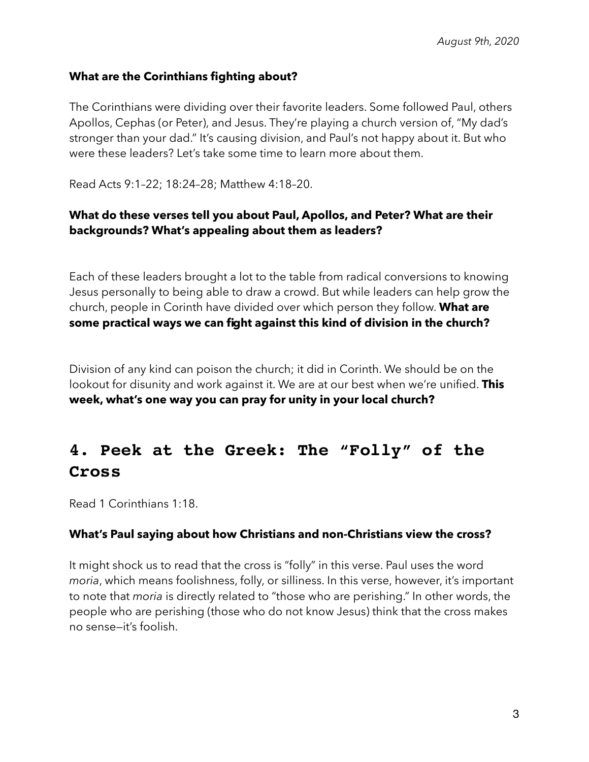*August 9th, 2020*

**What are the Corinthians fighting about?**

The Corinthians were dividing over their favorite leaders. Some followed Paul, others Apollos, Cephas (or Peter), and Jesus. They're playing a church version of, "My dad's stronger than your dad." It's causing division, and Paul's not happy about it. But who were these leaders? Let's take some time to learn more about them.

Read Acts 9:1–22; 18:24–28; Matthew 4:18–20.

**What do these verses tell you about Paul, Apollos, and Peter? What are their backgrounds? What's appealing about them as leaders?**

Each of these leaders brought a lot to the table from radical conversions to knowing Jesus personally to being able to draw a crowd. But while leaders can help grow the church, people in Corinth have divided over which person they follow. **What are some practical ways we can fight against this kind of division in the church?**

Division of any kind can poison the church; it did in Corinth. We should be on the lookout for disunity and work against it. We are at our best when we're unified. **This week, what's one way you can pray for unity in your local church?**

## 4. Peek at the Greek: The "Folly" of the Cross

Read 1 Corinthians 1:18.

**What's Paul saying about how Christians and non-Christians view the cross?**

It might shock us to read that the cross is "folly" in this verse. Paul uses the word *moria*, which means foolishness, folly, or silliness. In this verse, however, it's important to note that *moria* is directly related to "those who are perishing." In other words, the people who are perishing (those who do not know Jesus) think that the cross makes no sense—it's foolish.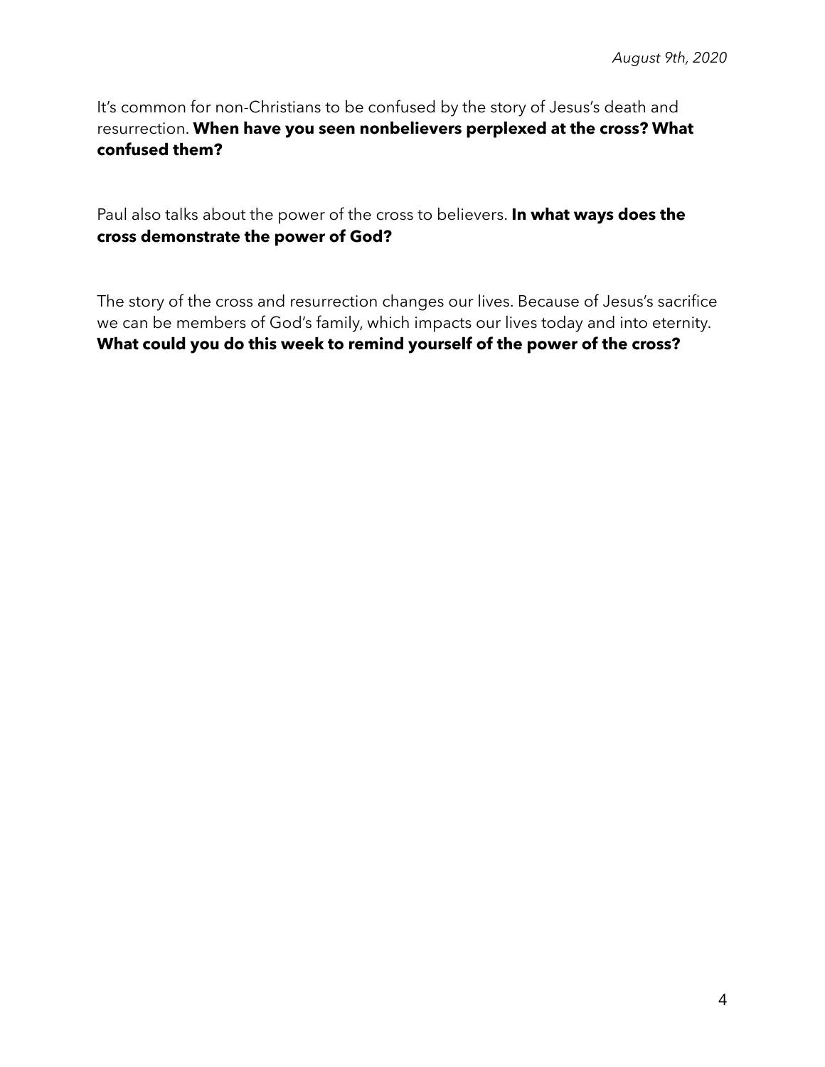*August 9th, 2020*

It's common for non-Christians to be confused by the story of Jesus's death and resurrection. **When have you seen nonbelievers perplexed at the cross? What confused them?**

Paul also talks about the power of the cross to believers. **In what ways does the cross demonstrate the power of God?**

The story of the cross and resurrection changes our lives. Because of Jesus's sacrifice we can be members of God's family, which impacts our lives today and into eternity. **What could you do this week to remind yourself of the power of the cross?**